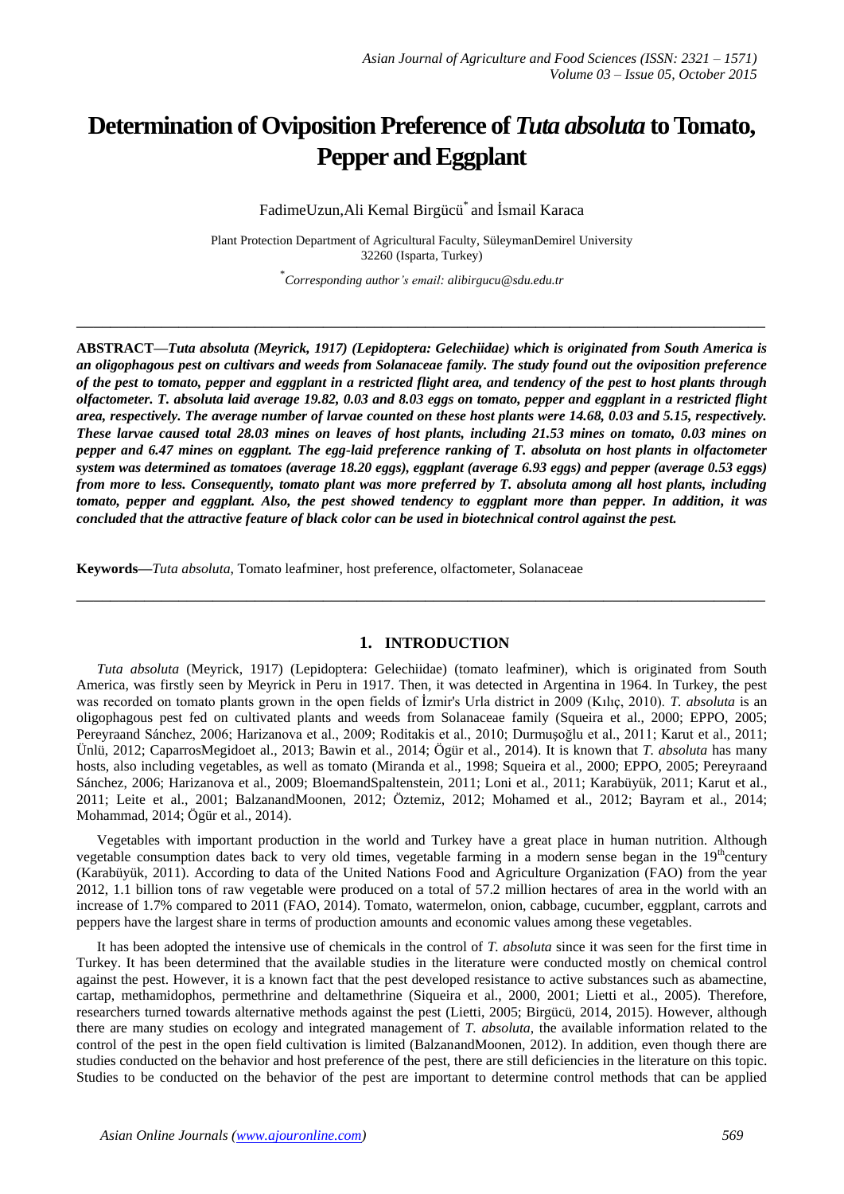# Determination of Oviposition Preference of *Tuta absoluta* to Tomato, Pepper and Eggplant

FadimeUzun,Ali Kemal Birgücü* and İsmail Karaca

Plant Protection Department of Agricultural Faculty, SüleymanDemirel University
32260 (Isparta, Turkey)

*Corresponding author's email: alibirgucu@sdu.edu.tr

---

**ABSTRACT—*Tuta absoluta (Meyrick, 1917) (Lepidoptera: Gelechiidae) which is originated from South America is an oligophagous pest on cultivars and weeds from Solanaceae family. The study found out the oviposition preference of the pest to tomato, pepper and eggplant in a restricted flight area, and tendency of the pest to host plants through olfactometer. T. absoluta laid average 19.82, 0.03 and 8.03 eggs on tomato, pepper and eggplant in a restricted flight area, respectively. The average number of larvae counted on these host plants were 14.68, 0.03 and 5.15, respectively. These larvae caused total 28.03 mines on leaves of host plants, including 21.53 mines on tomato, 0.03 mines on pepper and 6.47 mines on eggplant. The egg-laid preference ranking of T. absoluta on host plants in olfactometer system was determined as tomatoes (average 18.20 eggs), eggplant (average 6.93 eggs) and pepper (average 0.53 eggs) from more to less. Consequently, tomato plant was more preferred by T. absoluta among all host plants, including tomato, pepper and eggplant. Also, the pest showed tendency to eggplant more than pepper. In addition, it was concluded that the attractive feature of black color can be used in biotechnical control against the pest.***

**Keywords—***Tuta absoluta,* Tomato leafminer, host preference, olfactometer, Solanaceae

---

## 1. INTRODUCTION

*Tuta absoluta* (Meyrick, 1917) (Lepidoptera: Gelechiidae) (tomato leafminer), which is originated from South America, was firstly seen by Meyrick in Peru in 1917. Then, it was detected in Argentina in 1964. In Turkey, the pest was recorded on tomato plants grown in the open fields of İzmir's Urla district in 2009 (Kılıç, 2010). *T. absoluta* is an oligophagous pest fed on cultivated plants and weeds from Solanaceae family (Squeira et al., 2000; EPPO, 2005; Pereyraand Sánchez, 2006; Harizanova et al., 2009; Roditakis et al., 2010; Durmuşoğlu et al., 2011; Karut et al., 2011; Ünlü, 2012; CaparrosMegidoet al., 2013; Bawin et al., 2014; Ögür et al., 2014). It is known that *T. absoluta* has many hosts, also including vegetables, as well as tomato (Miranda et al., 1998; Squeira et al., 2000; EPPO, 2005; Pereyraand Sánchez, 2006; Harizanova et al., 2009; BloemandSpaltenstein, 2011; Loni et al., 2011; Karabüyük, 2011; Karut et al., 2011; Leite et al., 2001; BalzanandMoonen, 2012; Öztemiz, 2012; Mohamed et al., 2012; Bayram et al., 2014; Mohammad, 2014; Ögür et al., 2014).

Vegetables with important production in the world and Turkey have a great place in human nutrition. Although vegetable consumption dates back to very old times, vegetable farming in a modern sense began in the 19th century (Karabüyük, 2011). According to data of the United Nations Food and Agriculture Organization (FAO) from the year 2012, 1.1 billion tons of raw vegetable were produced on a total of 57.2 million hectares of area in the world with an increase of 1.7% compared to 2011 (FAO, 2014). Tomato, watermelon, onion, cabbage, cucumber, eggplant, carrots and peppers have the largest share in terms of production amounts and economic values among these vegetables.

It has been adopted the intensive use of chemicals in the control of *T. absoluta* since it was seen for the first time in Turkey. It has been determined that the available studies in the literature were conducted mostly on chemical control against the pest. However, it is a known fact that the pest developed resistance to active substances such as abamectine, cartap, methamidophos, permethrine and deltamethrine (Siqueira et al., 2000, 2001; Lietti et al., 2005). Therefore, researchers turned towards alternative methods against the pest (Lietti, 2005; Birgücü, 2014, 2015). However, although there are many studies on ecology and integrated management of *T. absoluta*, the available information related to the control of the pest in the open field cultivation is limited (BalzanandMoonen, 2012). In addition, even though there are studies conducted on the behavior and host preference of the pest, there are still deficiencies in the literature on this topic. Studies to be conducted on the behavior of the pest are important to determine control methods that can be applied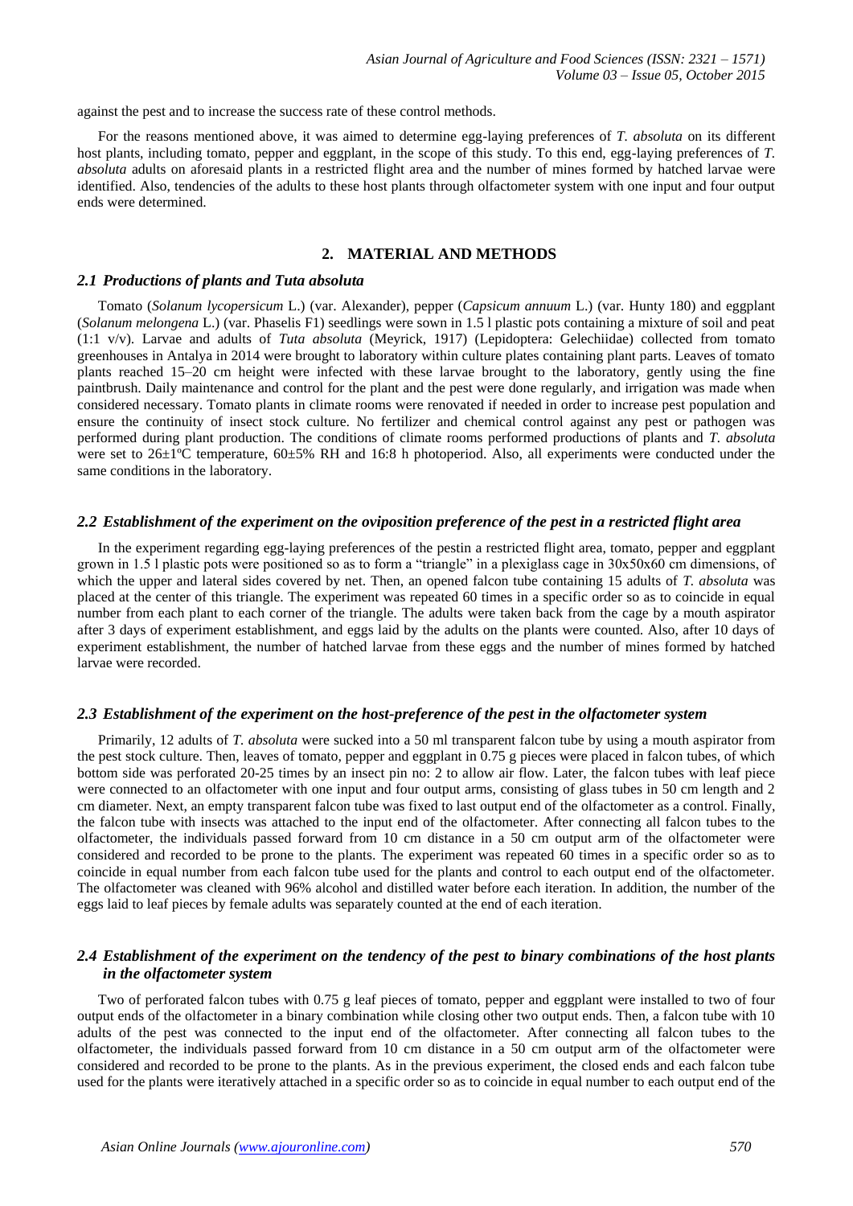against the pest and to increase the success rate of these control methods.

For the reasons mentioned above, it was aimed to determine egg-laying preferences of *T. absoluta* on its different host plants, including tomato, pepper and eggplant, in the scope of this study. To this end, egg-laying preferences of *T. absoluta* adults on aforesaid plants in a restricted flight area and the number of mines formed by hatched larvae were identified. Also, tendencies of the adults to these host plants through olfactometer system with one input and four output ends were determined.

## 2. MATERIAL AND METHODS

### *2.1 Productions of plants and Tuta absoluta*

Tomato (*Solanum lycopersicum* L.) (var. Alexander), pepper (*Capsicum annuum* L.) (var. Hunty 180) and eggplant (*Solanum melongena* L.) (var. Phaselis F1) seedlings were sown in 1.5 l plastic pots containing a mixture of soil and peat (1:1 v/v). Larvae and adults of *Tuta absoluta* (Meyrick, 1917) (Lepidoptera: Gelechiidae) collected from tomato greenhouses in Antalya in 2014 were brought to laboratory within culture plates containing plant parts. Leaves of tomato plants reached 15–20 cm height were infected with these larvae brought to the laboratory, gently using the fine paintbrush. Daily maintenance and control for the plant and the pest were done regularly, and irrigation was made when considered necessary. Tomato plants in climate rooms were renovated if needed in order to increase pest population and ensure the continuity of insect stock culture. No fertilizer and chemical control against any pest or pathogen was performed during plant production. The conditions of climate rooms performed productions of plants and *T. absoluta* were set to 26±1ºC temperature, 60±5% RH and 16:8 h photoperiod. Also, all experiments were conducted under the same conditions in the laboratory.

### *2.2 Establishment of the experiment on the oviposition preference of the pest in a restricted flight area*

In the experiment regarding egg-laying preferences of the pestin a restricted flight area, tomato, pepper and eggplant grown in 1.5 l plastic pots were positioned so as to form a "triangle" in a plexiglass cage in 30x50x60 cm dimensions, of which the upper and lateral sides covered by net. Then, an opened falcon tube containing 15 adults of *T. absoluta* was placed at the center of this triangle. The experiment was repeated 60 times in a specific order so as to coincide in equal number from each plant to each corner of the triangle. The adults were taken back from the cage by a mouth aspirator after 3 days of experiment establishment, and eggs laid by the adults on the plants were counted. Also, after 10 days of experiment establishment, the number of hatched larvae from these eggs and the number of mines formed by hatched larvae were recorded.

### *2.3 Establishment of the experiment on the host-preference of the pest in the olfactometer system*

Primarily, 12 adults of *T. absoluta* were sucked into a 50 ml transparent falcon tube by using a mouth aspirator from the pest stock culture. Then, leaves of tomato, pepper and eggplant in 0.75 g pieces were placed in falcon tubes, of which bottom side was perforated 20-25 times by an insect pin no: 2 to allow air flow. Later, the falcon tubes with leaf piece were connected to an olfactometer with one input and four output arms, consisting of glass tubes in 50 cm length and 2 cm diameter. Next, an empty transparent falcon tube was fixed to last output end of the olfactometer as a control. Finally, the falcon tube with insects was attached to the input end of the olfactometer. After connecting all falcon tubes to the olfactometer, the individuals passed forward from 10 cm distance in a 50 cm output arm of the olfactometer were considered and recorded to be prone to the plants. The experiment was repeated 60 times in a specific order so as to coincide in equal number from each falcon tube used for the plants and control to each output end of the olfactometer. The olfactometer was cleaned with 96% alcohol and distilled water before each iteration. In addition, the number of the eggs laid to leaf pieces by female adults was separately counted at the end of each iteration.

### *2.4 Establishment of the experiment on the tendency of the pest to binary combinations of the host plants in the olfactometer system*

Two of perforated falcon tubes with 0.75 g leaf pieces of tomato, pepper and eggplant were installed to two of four output ends of the olfactometer in a binary combination while closing other two output ends. Then, a falcon tube with 10 adults of the pest was connected to the input end of the olfactometer. After connecting all falcon tubes to the olfactometer, the individuals passed forward from 10 cm distance in a 50 cm output arm of the olfactometer were considered and recorded to be prone to the plants. As in the previous experiment, the closed ends and each falcon tube used for the plants were iteratively attached in a specific order so as to coincide in equal number to each output end of the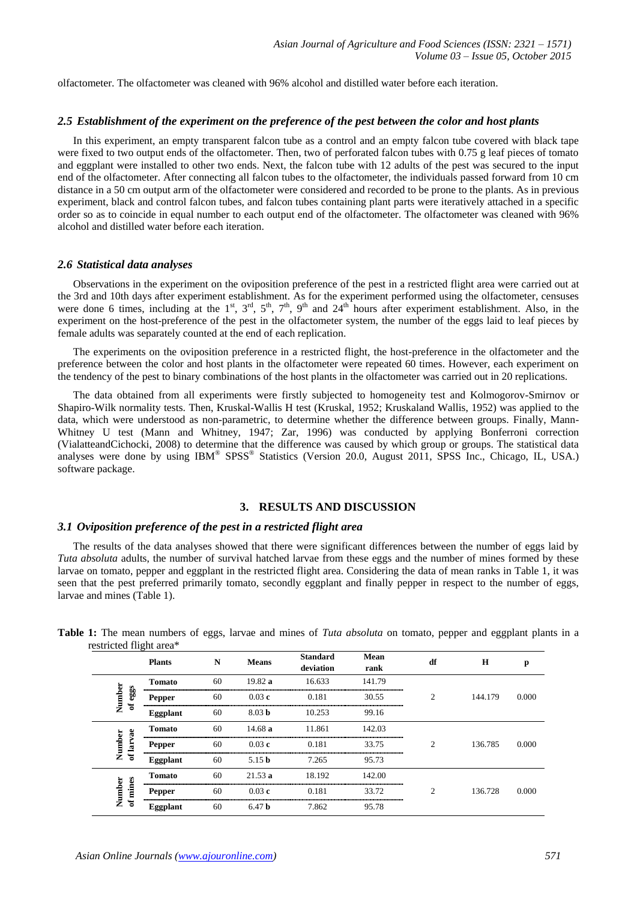olfactometer. The olfactometer was cleaned with 96% alcohol and distilled water before each iteration.

### *2.5 Establishment of the experiment on the preference of the pest between the color and host plants*

In this experiment, an empty transparent falcon tube as a control and an empty falcon tube covered with black tape were fixed to two output ends of the olfactometer. Then, two of perforated falcon tubes with 0.75 g leaf pieces of tomato and eggplant were installed to other two ends. Next, the falcon tube with 12 adults of the pest was secured to the input end of the olfactometer. After connecting all falcon tubes to the olfactometer, the individuals passed forward from 10 cm distance in a 50 cm output arm of the olfactometer were considered and recorded to be prone to the plants. As in previous experiment, black and control falcon tubes, and falcon tubes containing plant parts were iteratively attached in a specific order so as to coincide in equal number to each output end of the olfactometer. The olfactometer was cleaned with 96% alcohol and distilled water before each iteration.

### *2.6 Statistical data analyses*

Observations in the experiment on the oviposition preference of the pest in a restricted flight area were carried out at the 3rd and 10th days after experiment establishment. As for the experiment performed using the olfactometer, censuses were done 6 times, including at the 1st, 3rd, 5th, 7th, 9th and 24th hours after experiment establishment. Also, in the experiment on the host-preference of the pest in the olfactometer system, the number of the eggs laid to leaf pieces by female adults was separately counted at the end of each replication.

The experiments on the oviposition preference in a restricted flight, the host-preference in the olfactometer and the preference between the color and host plants in the olfactometer were repeated 60 times. However, each experiment on the tendency of the pest to binary combinations of the host plants in the olfactometer was carried out in 20 replications.

The data obtained from all experiments were firstly subjected to homogeneity test and Kolmogorov-Smirnov or Shapiro-Wilk normality tests. Then, Kruskal-Wallis H test (Kruskal, 1952; Kruskaland Wallis, 1952) was applied to the data, which were understood as non-parametric, to determine whether the difference between groups. Finally, Mann-Whitney U test (Mann and Whitney, 1947; Zar, 1996) was conducted by applying Bonferroni correction (VialatteandCichocki, 2008) to determine that the difference was caused by which group or groups. The statistical data analyses were done by using IBM® SPSS® Statistics (Version 20.0, August 2011, SPSS Inc., Chicago, IL, USA.) software package.

## 3. RESULTS AND DISCUSSION

### *3.1 Oviposition preference of the pest in a restricted flight area*

The results of the data analyses showed that there were significant differences between the number of eggs laid by *Tuta absoluta* adults, the number of survival hatched larvae from these eggs and the number of mines formed by these larvae on tomato, pepper and eggplant in the restricted flight area. Considering the data of mean ranks in Table 1, it was seen that the pest preferred primarily tomato, secondly eggplant and finally pepper in respect to the number of eggs, larvae and mines (Table 1).

**Table 1:** The mean numbers of eggs, larvae and mines of *Tuta absoluta* on tomato, pepper and eggplant plants in a restricted flight area*

| | Plants | N | Means | Standard deviation | Mean rank | df | H | p |
|---|---|---|---|---|---|---|---|---|
| Number of eggs | Tomato | 60 | 19.82 **a** | 16.633 | 141.79 | 2 | 144.179 | 0.000 |
| | Pepper | 60 | 0.03 **c** | 0.181 | 30.55 | | | |
| | Eggplant | 60 | 8.03 **b** | 10.253 | 99.16 | | | |
| Number of larvae | Tomato | 60 | 14.68 **a** | 11.861 | 142.03 | 2 | 136.785 | 0.000 |
| | Pepper | 60 | 0.03 **c** | 0.181 | 33.75 | | | |
| | Eggplant | 60 | 5.15 **b** | 7.265 | 95.73 | | | |
| Number of mines | Tomato | 60 | 21.53 **a** | 18.192 | 142.00 | 2 | 136.728 | 0.000 |
| | Pepper | 60 | 0.03 **c** | 0.181 | 33.72 | | | |
| | Eggplant | 60 | 6.47 **b** | 7.862 | 95.78 | | | |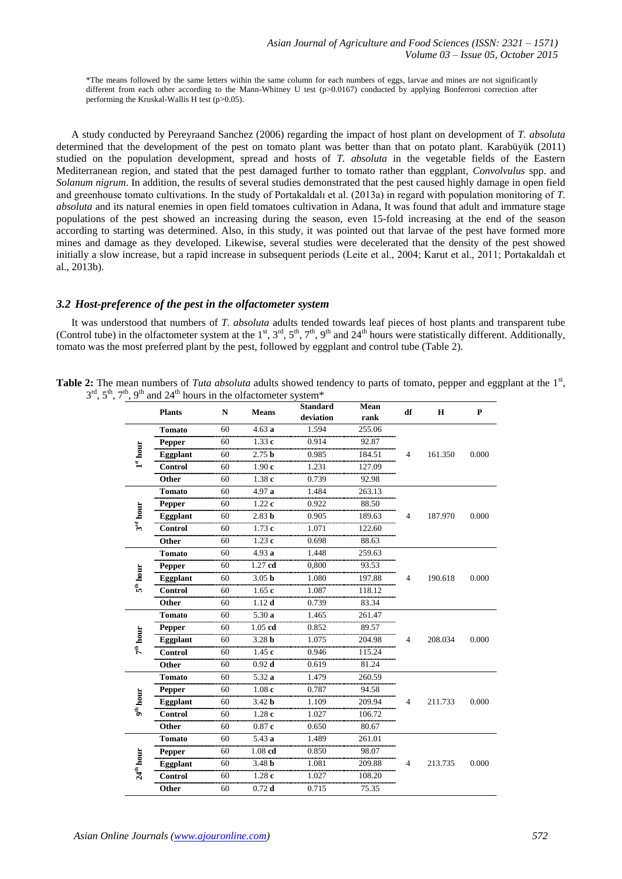*The means followed by the same letters within the same column for each numbers of eggs, larvae and mines are not significantly different from each other according to the Mann-Whitney U test ($p>0.0167$) conducted by applying Bonferroni correction after performing the Kruskal-Wallis H test ($p>0.05$).

A study conducted by Pereyraand Sanchez (2006) regarding the impact of host plant on development of *T. absoluta* determined that the development of the pest on tomato plant was better than that on potato plant. Karabüyük (2011) studied on the population development, spread and hosts of *T. absoluta* in the vegetable fields of the Eastern Mediterranean region, and stated that the pest damaged further to tomato rather than eggplant, *Convolvulus* spp. and *Solanum nigrum*. In addition, the results of several studies demonstrated that the pest caused highly damage in open field and greenhouse tomato cultivations. In the study of Portakaldalı et al. (2013a) in regard with population monitoring of *T. absoluta* and its natural enemies in open field tomatoes cultivation in Adana, It was found that adult and immature stage populations of the pest showed an increasing during the season, even 15-fold increasing at the end of the season according to starting was determined. Also, in this study, it was pointed out that larvae of the pest have formed more mines and damage as they developed. Likewise, several studies were decelerated that the density of the pest showed initially a slow increase, but a rapid increase in subsequent periods (Leite et al., 2004; Karut et al., 2011; Portakaldalı et al., 2013b).

### *3.2 Host-preference of the pest in the olfactometer system*

It was understood that numbers of *T. absoluta* adults tended towards leaf pieces of host plants and transparent tube (Control tube) in the olfactometer system at the 1st, 3rd, 5th, 7th, 9th and 24th hours were statistically different. Additionally, tomato was the most preferred plant by the pest, followed by eggplant and control tube (Table 2).

**Table 2:** The mean numbers of *Tuta absoluta* adults showed tendency to parts of tomato, pepper and eggplant at the 1st, 3rd, 5th, 7th, 9th and 24th hours in the olfactometer system*

| | Plants | N | Means | Standard deviation | Mean rank | df | H | P |
|---|---|---|---|---|---|---|---|---|
| 1st hour | **Tomato** | 60 | 4.63 **a** | 1.594 | 255.06 | 4 | 161.350 | 0.000 |
| | **Pepper** | 60 | 1.33 **c** | 0.914 | 92.87 | | | |
| | **Eggplant** | 60 | 2.75 **b** | 0.985 | 184.51 | | | |
| | **Control** | 60 | 1.90 **c** | 1.231 | 127.09 | | | |
| | **Other** | 60 | 1.38 **c** | 0.739 | 92.98 | | | |
| 3rd hour | **Tomato** | 60 | 4.97 **a** | 1.484 | 263.13 | 4 | 187.970 | 0.000 |
| | **Pepper** | 60 | 1.22 **c** | 0.922 | 88.50 | | | |
| | **Eggplant** | 60 | 2.83 **b** | 0.905 | 189.63 | | | |
| | **Control** | 60 | 1.73 **c** | 1.071 | 122.60 | | | |
| | **Other** | 60 | 1.23 **c** | 0.698 | 88.63 | | | |
| 5th hour | **Tomato** | 60 | 4.93 **a** | 1.448 | 259.63 | 4 | 190.618 | 0.000 |
| | **Pepper** | 60 | 1.27 **cd** | 0,800 | 93.53 | | | |
| | **Eggplant** | 60 | 3.05 **b** | 1.080 | 197.88 | | | |
| | **Control** | 60 | 1.65 **c** | 1.087 | 118.12 | | | |
| | **Other** | 60 | 1.12 **d** | 0.739 | 83.34 | | | |
| 7th hour | **Tomato** | 60 | 5.30 **a** | 1.465 | 261.47 | 4 | 208.034 | 0.000 |
| | **Pepper** | 60 | 1.05 **cd** | 0.852 | 89.57 | | | |
| | **Eggplant** | 60 | 3.28 **b** | 1.075 | 204.98 | | | |
| | **Control** | 60 | 1.45 **c** | 0.946 | 115.24 | | | |
| | **Other** | 60 | 0.92 **d** | 0.619 | 81.24 | | | |
| 9th hour | **Tomato** | 60 | 5.32 **a** | 1.479 | 260.59 | 4 | 211.733 | 0.000 |
| | **Pepper** | 60 | 1.08 **c** | 0.787 | 94.58 | | | |
| | **Eggplant** | 60 | 3.42 **b** | 1.109 | 209.94 | | | |
| | **Control** | 60 | 1.28 **c** | 1.027 | 106.72 | | | |
| | **Other** | 60 | 0.87 **c** | 0.650 | 80.67 | | | |
| 24th hour | **Tomato** | 60 | 5.43 **a** | 1.489 | 261.01 | 4 | 213.735 | 0.000 |
| | **Pepper** | 60 | 1.08 **cd** | 0.850 | 98.07 | | | |
| | **Eggplant** | 60 | 3.48 **b** | 1.081 | 209.88 | | | |
| | **Control** | 60 | 1.28 **c** | 1.027 | 108.20 | | | |
| | **Other** | 60 | 0.72 **d** | 0.715 | 75.35 | | | |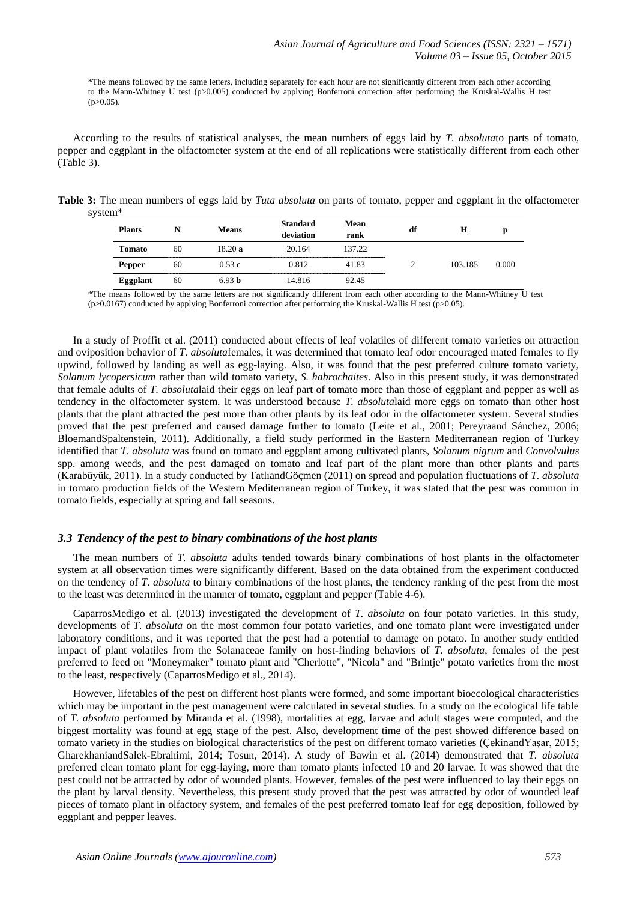*The means followed by the same letters, including separately for each hour are not significantly different from each other according to the Mann-Whitney U test (p>0.005) conducted by applying Bonferroni correction after performing the Kruskal-Wallis H test (p>0.05).

According to the results of statistical analyses, the mean numbers of eggs laid by *T. absoluta*to parts of tomato, pepper and eggplant in the olfactometer system at the end of all replications were statistically different from each other (Table 3).

**Table 3:** The mean numbers of eggs laid by *Tuta absoluta* on parts of tomato, pepper and eggplant in the olfactometer system*

| Plants | N | Means | Standard deviation | Mean rank | df | H | p |
|---|---|---|---|---|---|---|---|
| **Tomato** | 60 | 18.20 **a** | 20.164 | 137.22 | | | |
| **Pepper** | 60 | 0.53 **c** | 0.812 | 41.83 | 2 | 103.185 | 0.000 |
| **Eggplant** | 60 | 6.93 **b** | 14.816 | 92.45 | | | |

*The means followed by the same letters are not significantly different from each other according to the Mann-Whitney U test (p>0.0167) conducted by applying Bonferroni correction after performing the Kruskal-Wallis H test (p>0.05).

In a study of Proffit et al. (2011) conducted about effects of leaf volatiles of different tomato varieties on attraction and oviposition behavior of *T. absoluta*females, it was determined that tomato leaf odor encouraged mated females to fly upwind, followed by landing as well as egg-laying. Also, it was found that the pest preferred culture tomato variety, *Solanum lycopersicum* rather than wild tomato variety, *S. habrochaites*. Also in this present study, it was demonstrated that female adults of *T. absoluta*laid their eggs on leaf part of tomato more than those of eggplant and pepper as well as tendency in the olfactometer system. It was understood because *T. absoluta*laid more eggs on tomato than other host plants that the plant attracted the pest more than other plants by its leaf odor in the olfactometer system. Several studies proved that the pest preferred and caused damage further to tomato (Leite et al., 2001; Pereyraand Sánchez, 2006; BloemandSpaltenstein, 2011). Additionally, a field study performed in the Eastern Mediterranean region of Turkey identified that *T. absoluta* was found on tomato and eggplant among cultivated plants, *Solanum nigrum* and *Convolvulus* spp. among weeds, and the pest damaged on tomato and leaf part of the plant more than other plants and parts (Karabüyük, 2011). In a study conducted by TatlıandGöçmen (2011) on spread and population fluctuations of *T. absoluta* in tomato production fields of the Western Mediterranean region of Turkey, it was stated that the pest was common in tomato fields, especially at spring and fall seasons.

### *3.3 Tendency of the pest to binary combinations of the host plants*

The mean numbers of *T. absoluta* adults tended towards binary combinations of host plants in the olfactometer system at all observation times were significantly different. Based on the data obtained from the experiment conducted on the tendency of *T. absoluta* to binary combinations of the host plants, the tendency ranking of the pest from the most to the least was determined in the manner of tomato, eggplant and pepper (Table 4-6).

CaparrosMedigo et al. (2013) investigated the development of *T. absoluta* on four potato varieties. In this study, developments of *T. absoluta* on the most common four potato varieties, and one tomato plant were investigated under laboratory conditions, and it was reported that the pest had a potential to damage on potato. In another study entitled impact of plant volatiles from the Solanaceae family on host-finding behaviors of *T. absoluta*, females of the pest preferred to feed on "Moneymaker" tomato plant and "Cherlotte", "Nicola" and "Brintje" potato varieties from the most to the least, respectively (CaparrosMedigo et al., 2014).

However, lifetables of the pest on different host plants were formed, and some important bioecological characteristics which may be important in the pest management were calculated in several studies. In a study on the ecological life table of *T. absoluta* performed by Miranda et al. (1998), mortalities at egg, larvae and adult stages were computed, and the biggest mortality was found at egg stage of the pest. Also, development time of the pest showed difference based on tomato variety in the studies on biological characteristics of the pest on different tomato varieties (ÇekinandYaşar, 2015; GharekhaniandSalek-Ebrahimi, 2014; Tosun, 2014). A study of Bawin et al. (2014) demonstrated that *T. absoluta* preferred clean tomato plant for egg-laying, more than tomato plants infected 10 and 20 larvae. It was showed that the pest could not be attracted by odor of wounded plants. However, females of the pest were influenced to lay their eggs on the plant by larval density. Nevertheless, this present study proved that the pest was attracted by odor of wounded leaf pieces of tomato plant in olfactory system, and females of the pest preferred tomato leaf for egg deposition, followed by eggplant and pepper leaves.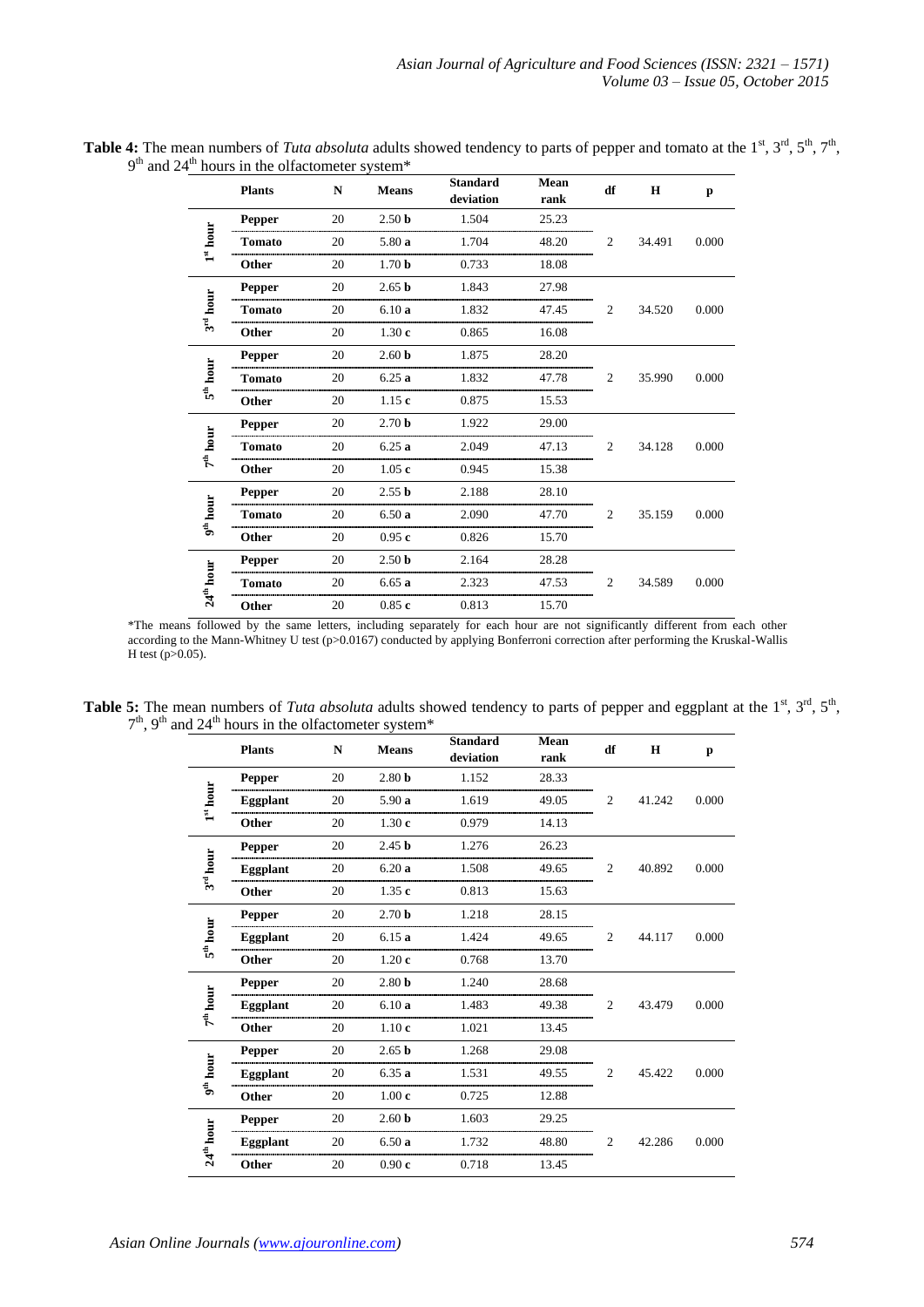**Table 4:** The mean numbers of *Tuta absoluta* adults showed tendency to parts of pepper and tomato at the 1st, 3rd, 5th, 7th, 9th and 24th hours in the olfactometer system*

| | Plants | N | Means | Standard deviation | Mean rank | df | H | p |
|---|---|---|---|---|---|---|---|---|
| 1st hour | **Pepper** | 20 | 2.50 **b** | 1.504 | 25.23 | 2 | 34.491 | 0.000 |
| | **Tomato** | 20 | 5.80 **a** | 1.704 | 48.20 | | | |
| | **Other** | 20 | 1.70 **b** | 0.733 | 18.08 | | | |
| 3rd hour | **Pepper** | 20 | 2.65 **b** | 1.843 | 27.98 | 2 | 34.520 | 0.000 |
| | **Tomato** | 20 | 6.10 **a** | 1.832 | 47.45 | | | |
| | **Other** | 20 | 1.30 **c** | 0.865 | 16.08 | | | |
| 5th hour | **Pepper** | 20 | 2.60 **b** | 1.875 | 28.20 | 2 | 35.990 | 0.000 |
| | **Tomato** | 20 | 6.25 **a** | 1.832 | 47.78 | | | |
| | **Other** | 20 | 1.15 **c** | 0.875 | 15.53 | | | |
| 7th hour | **Pepper** | 20 | 2.70 **b** | 1.922 | 29.00 | 2 | 34.128 | 0.000 |
| | **Tomato** | 20 | 6.25 **a** | 2.049 | 47.13 | | | |
| | **Other** | 20 | 1.05 **c** | 0.945 | 15.38 | | | |
| 9th hour | **Pepper** | 20 | 2.55 **b** | 2.188 | 28.10 | 2 | 35.159 | 0.000 |
| | **Tomato** | 20 | 6.50 **a** | 2.090 | 47.70 | | | |
| | **Other** | 20 | 0.95 **c** | 0.826 | 15.70 | | | |
| 24th hour | **Pepper** | 20 | 2.50 **b** | 2.164 | 28.28 | 2 | 34.589 | 0.000 |
| | **Tomato** | 20 | 6.65 **a** | 2.323 | 47.53 | | | |
| | **Other** | 20 | 0.85 **c** | 0.813 | 15.70 | | | |

*The means followed by the same letters, including separately for each hour are not significantly different from each other according to the Mann-Whitney U test ($p>0.0167$) conducted by applying Bonferroni correction after performing the Kruskal-Wallis H test ($p>0.05$).

**Table 5:** The mean numbers of *Tuta absoluta* adults showed tendency to parts of pepper and eggplant at the 1st, 3rd, 5th, 7th, 9th and 24th hours in the olfactometer system*

| | Plants | N | Means | Standard deviation | Mean rank | df | H | p |
|---|---|---|---|---|---|---|---|---|
| 1st hour | **Pepper** | 20 | 2.80 **b** | 1.152 | 28.33 | 2 | 41.242 | 0.000 |
| | **Eggplant** | 20 | 5.90 **a** | 1.619 | 49.05 | | | |
| | **Other** | 20 | 1.30 **c** | 0.979 | 14.13 | | | |
| 3rd hour | **Pepper** | 20 | 2.45 **b** | 1.276 | 26.23 | 2 | 40.892 | 0.000 |
| | **Eggplant** | 20 | 6.20 **a** | 1.508 | 49.65 | | | |
| | **Other** | 20 | 1.35 **c** | 0.813 | 15.63 | | | |
| 5th hour | **Pepper** | 20 | 2.70 **b** | 1.218 | 28.15 | 2 | 44.117 | 0.000 |
| | **Eggplant** | 20 | 6.15 **a** | 1.424 | 49.65 | | | |
| | **Other** | 20 | 1.20 **c** | 0.768 | 13.70 | | | |
| 7th hour | **Pepper** | 20 | 2.80 **b** | 1.240 | 28.68 | 2 | 43.479 | 0.000 |
| | **Eggplant** | 20 | 6.10 **a** | 1.483 | 49.38 | | | |
| | **Other** | 20 | 1.10 **c** | 1.021 | 13.45 | | | |
| 9th hour | **Pepper** | 20 | 2.65 **b** | 1.268 | 29.08 | 2 | 45.422 | 0.000 |
| | **Eggplant** | 20 | 6.35 **a** | 1.531 | 49.55 | | | |
| | **Other** | 20 | 1.00 **c** | 0.725 | 12.88 | | | |
| 24th hour | **Pepper** | 20 | 2.60 **b** | 1.603 | 29.25 | 2 | 42.286 | 0.000 |
| | **Eggplant** | 20 | 6.50 **a** | 1.732 | 48.80 | | | |
| | **Other** | 20 | 0.90 **c** | 0.718 | 13.45 | | | |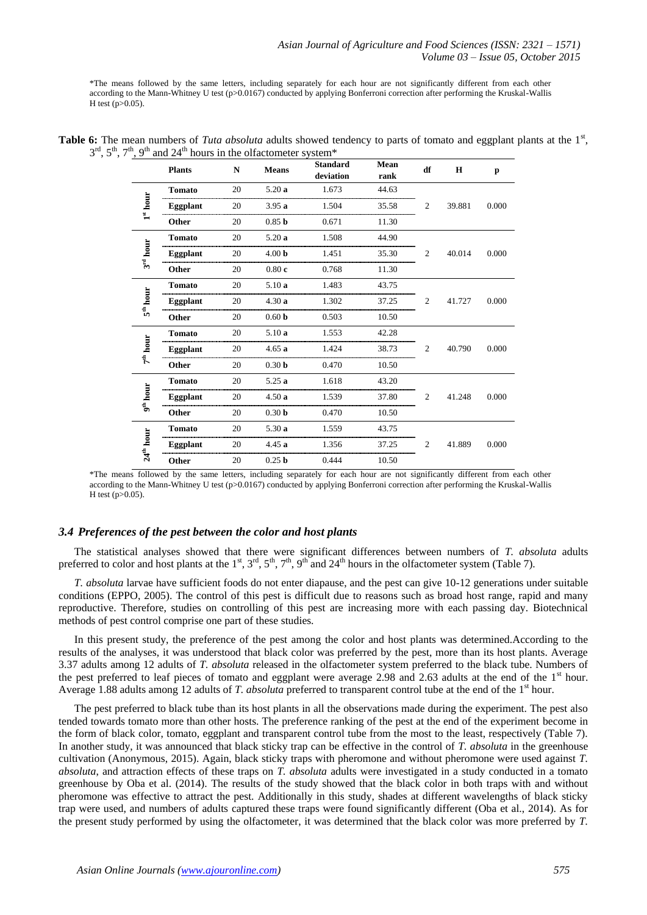*The means followed by the same letters, including separately for each hour are not significantly different from each other according to the Mann-Whitney U test (p>0.0167) conducted by applying Bonferroni correction after performing the Kruskal-Wallis H test (p>0.05).

**Table 6:** The mean numbers of *Tuta absoluta* adults showed tendency to parts of tomato and eggplant plants at the 1st, 3rd, 5th, 7th, 9th and 24th hours in the olfactometer system*

| | Plants | N | Means | Standard deviation | Mean rank | df | H | p |
|---|---|---|---|---|---|---|---|---|
| 1st hour | **Tomato** | 20 | 5.20 **a** | 1.673 | 44.63 | 2 | 39.881 | 0.000 |
| | **Eggplant** | 20 | 3.95 **a** | 1.504 | 35.58 | | | |
| | **Other** | 20 | 0.85 **b** | 0.671 | 11.30 | | | |
| 3rd hour | **Tomato** | 20 | 5.20 **a** | 1.508 | 44.90 | 2 | 40.014 | 0.000 |
| | **Eggplant** | 20 | 4.00 **b** | 1.451 | 35.30 | | | |
| | **Other** | 20 | 0.80 **c** | 0.768 | 11.30 | | | |
| 5th hour | **Tomato** | 20 | 5.10 **a** | 1.483 | 43.75 | 2 | 41.727 | 0.000 |
| | **Eggplant** | 20 | 4.30 **a** | 1.302 | 37.25 | | | |
| | **Other** | 20 | 0.60 **b** | 0.503 | 10.50 | | | |
| 7th hour | **Tomato** | 20 | 5.10 **a** | 1.553 | 42.28 | 2 | 40.790 | 0.000 |
| | **Eggplant** | 20 | 4.65 **a** | 1.424 | 38.73 | | | |
| | **Other** | 20 | 0.30 **b** | 0.470 | 10.50 | | | |
| 9th hour | **Tomato** | 20 | 5.25 **a** | 1.618 | 43.20 | 2 | 41.248 | 0.000 |
| | **Eggplant** | 20 | 4.50 **a** | 1.539 | 37.80 | | | |
| | **Other** | 20 | 0.30 **b** | 0.470 | 10.50 | | | |
| 24th hour | **Tomato** | 20 | 5.30 **a** | 1.559 | 43.75 | 2 | 41.889 | 0.000 |
| | **Eggplant** | 20 | 4.45 **a** | 1.356 | 37.25 | | | |
| | **Other** | 20 | 0.25 **b** | 0.444 | 10.50 | | | |

*The means followed by the same letters, including separately for each hour are not significantly different from each other according to the Mann-Whitney U test (p>0.0167) conducted by applying Bonferroni correction after performing the Kruskal-Wallis H test (p>0.05).

### *3.4 Preferences of the pest between the color and host plants*

The statistical analyses showed that there were significant differences between numbers of *T. absoluta* adults preferred to color and host plants at the 1st, 3rd, 5th, 7th, 9th and 24th hours in the olfactometer system (Table 7).

*T. absoluta* larvae have sufficient foods do not enter diapause, and the pest can give 10-12 generations under suitable conditions (EPPO, 2005). The control of this pest is difficult due to reasons such as broad host range, rapid and many reproductive. Therefore, studies on controlling of this pest are increasing more with each passing day. Biotechnical methods of pest control comprise one part of these studies.

In this present study, the preference of the pest among the color and host plants was determined.According to the results of the analyses, it was understood that black color was preferred by the pest, more than its host plants. Average 3.37 adults among 12 adults of *T. absoluta* released in the olfactometer system preferred to the black tube. Numbers of the pest preferred to leaf pieces of tomato and eggplant were average 2.98 and 2.63 adults at the end of the 1st hour. Average 1.88 adults among 12 adults of *T. absoluta* preferred to transparent control tube at the end of the 1st hour.

The pest preferred to black tube than its host plants in all the observations made during the experiment. The pest also tended towards tomato more than other hosts. The preference ranking of the pest at the end of the experiment become in the form of black color, tomato, eggplant and transparent control tube from the most to the least, respectively (Table 7). In another study, it was announced that black sticky trap can be effective in the control of *T. absoluta* in the greenhouse cultivation (Anonymous, 2015). Again, black sticky traps with pheromone and without pheromone were used against *T. absoluta*, and attraction effects of these traps on *T. absoluta* adults were investigated in a study conducted in a tomato greenhouse by Oba et al. (2014). The results of the study showed that the black color in both traps with and without pheromone was effective to attract the pest. Additionally in this study, shades at different wavelengths of black sticky trap were used, and numbers of adults captured these traps were found significantly different (Oba et al., 2014). As for the present study performed by using the olfactometer, it was determined that the black color was more preferred by *T.*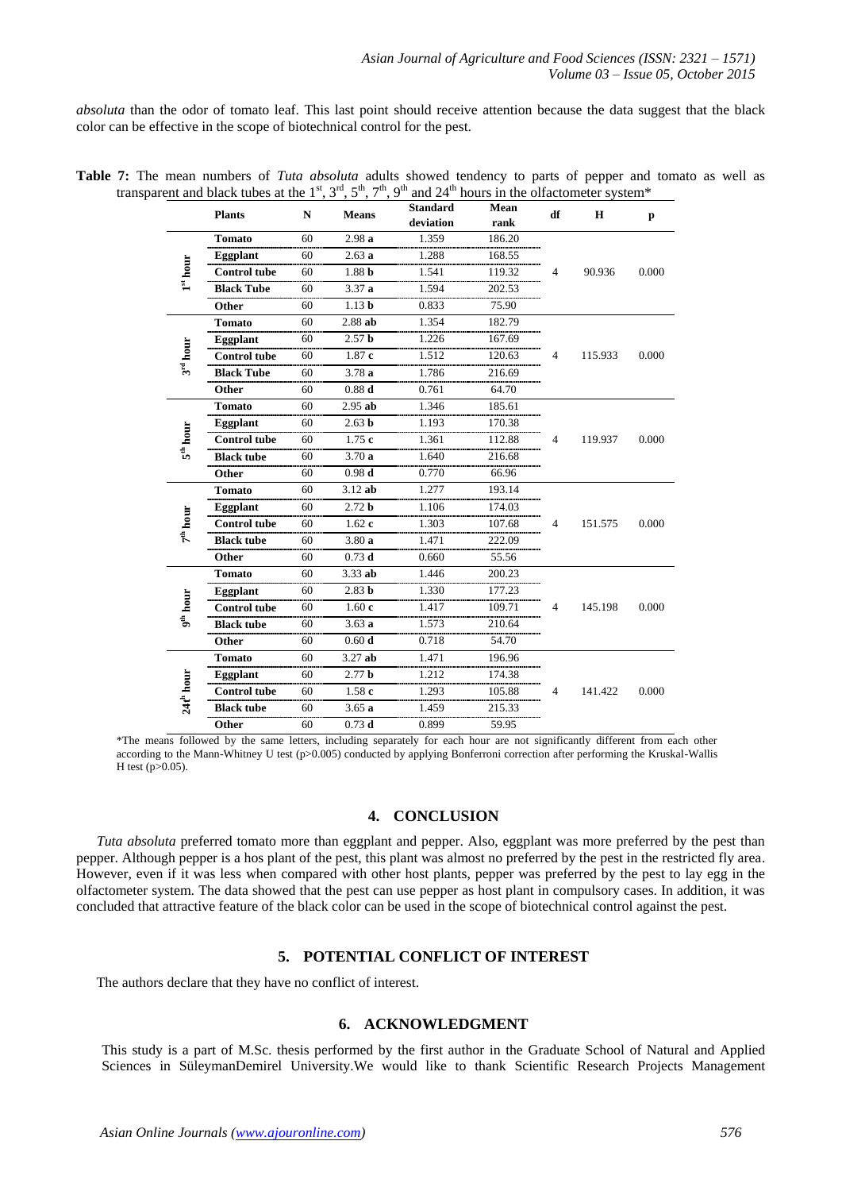*absoluta* than the odor of tomato leaf. This last point should receive attention because the data suggest that the black color can be effective in the scope of biotechnical control for the pest.

**Table 7:** The mean numbers of *Tuta absoluta* adults showed tendency to parts of pepper and tomato as well as transparent and black tubes at the 1st, 3rd, 5th, 7th, 9th and 24th hours in the olfactometer system*

| | Plants | N | Means | Standard deviation | Mean rank | df | H | p |
|---|---|---|---|---|---|---|---|---|
| 1st hour | **Tomato** | 60 | 2.98 **a** | 1.359 | 186.20 | 4 | 90.936 | 0.000 |
| | **Eggplant** | 60 | 2.63 **a** | 1.288 | 168.55 | | | |
| | **Control tube** | 60 | 1.88 **b** | 1.541 | 119.32 | | | |
| | **Black Tube** | 60 | 3.37 **a** | 1.594 | 202.53 | | | |
| | **Other** | 60 | 1.13 **b** | 0.833 | 75.90 | | | |
| 3rd hour | **Tomato** | 60 | 2.88 **ab** | 1.354 | 182.79 | 4 | 115.933 | 0.000 |
| | **Eggplant** | 60 | 2.57 **b** | 1.226 | 167.69 | | | |
| | **Control tube** | 60 | 1.87 **c** | 1.512 | 120.63 | | | |
| | **Black Tube** | 60 | 3.78 **a** | 1.786 | 216.69 | | | |
| | **Other** | 60 | 0.88 **d** | 0.761 | 64.70 | | | |
| 5th hour | **Tomato** | 60 | 2.95 **ab** | 1.346 | 185.61 | 4 | 119.937 | 0.000 |
| | **Eggplant** | 60 | 2.63 **b** | 1.193 | 170.38 | | | |
| | **Control tube** | 60 | 1.75 **c** | 1.361 | 112.88 | | | |
| | **Black tube** | 60 | 3.70 **a** | 1.640 | 216.68 | | | |
| | **Other** | 60 | 0.98 **d** | 0.770 | 66.96 | | | |
| 7th hour | **Tomato** | 60 | 3.12 **ab** | 1.277 | 193.14 | 4 | 151.575 | 0.000 |
| | **Eggplant** | 60 | 2.72 **b** | 1.106 | 174.03 | | | |
| | **Control tube** | 60 | 1.62 **c** | 1.303 | 107.68 | | | |
| | **Black tube** | 60 | 3.80 **a** | 1.471 | 222.09 | | | |
| | **Other** | 60 | 0.73 **d** | 0.660 | 55.56 | | | |
| 9th hour | **Tomato** | 60 | 3.33 **ab** | 1.446 | 200.23 | 4 | 145.198 | 0.000 |
| | **Eggplant** | 60 | 2.83 **b** | 1.330 | 177.23 | | | |
| | **Control tube** | 60 | 1.60 **c** | 1.417 | 109.71 | | | |
| | **Black tube** | 60 | 3.63 **a** | 1.573 | 210.64 | | | |
| | **Other** | 60 | 0.60 **d** | 0.718 | 54.70 | | | |
| 24th hour | **Tomato** | 60 | 3.27 **ab** | 1.471 | 196.96 | 4 | 141.422 | 0.000 |
| | **Eggplant** | 60 | 2.77 **b** | 1.212 | 174.38 | | | |
| | **Control tube** | 60 | 1.58 **c** | 1.293 | 105.88 | | | |
| | **Black tube** | 60 | 3.65 **a** | 1.459 | 215.33 | | | |
| | **Other** | 60 | 0.73 **d** | 0.899 | 59.95 | | | |

*The means followed by the same letters, including separately for each hour are not significantly different from each other according to the Mann-Whitney U test ($p>0.005$) conducted by applying Bonferroni correction after performing the Kruskal-Wallis H test ($p>0.05$).

## 4. CONCLUSION

*Tuta absoluta* preferred tomato more than eggplant and pepper. Also, eggplant was more preferred by the pest than pepper. Although pepper is a hos plant of the pest, this plant was almost no preferred by the pest in the restricted fly area. However, even if it was less when compared with other host plants, pepper was preferred by the pest to lay egg in the olfactometer system. The data showed that the pest can use pepper as host plant in compulsory cases. In addition, it was concluded that attractive feature of the black color can be used in the scope of biotechnical control against the pest.

## 5. POTENTIAL CONFLICT OF INTEREST

The authors declare that they have no conflict of interest.

## 6. ACKNOWLEDGMENT

This study is a part of M.Sc. thesis performed by the first author in the Graduate School of Natural and Applied Sciences in SüleymanDemirel University.We would like to thank Scientific Research Projects Management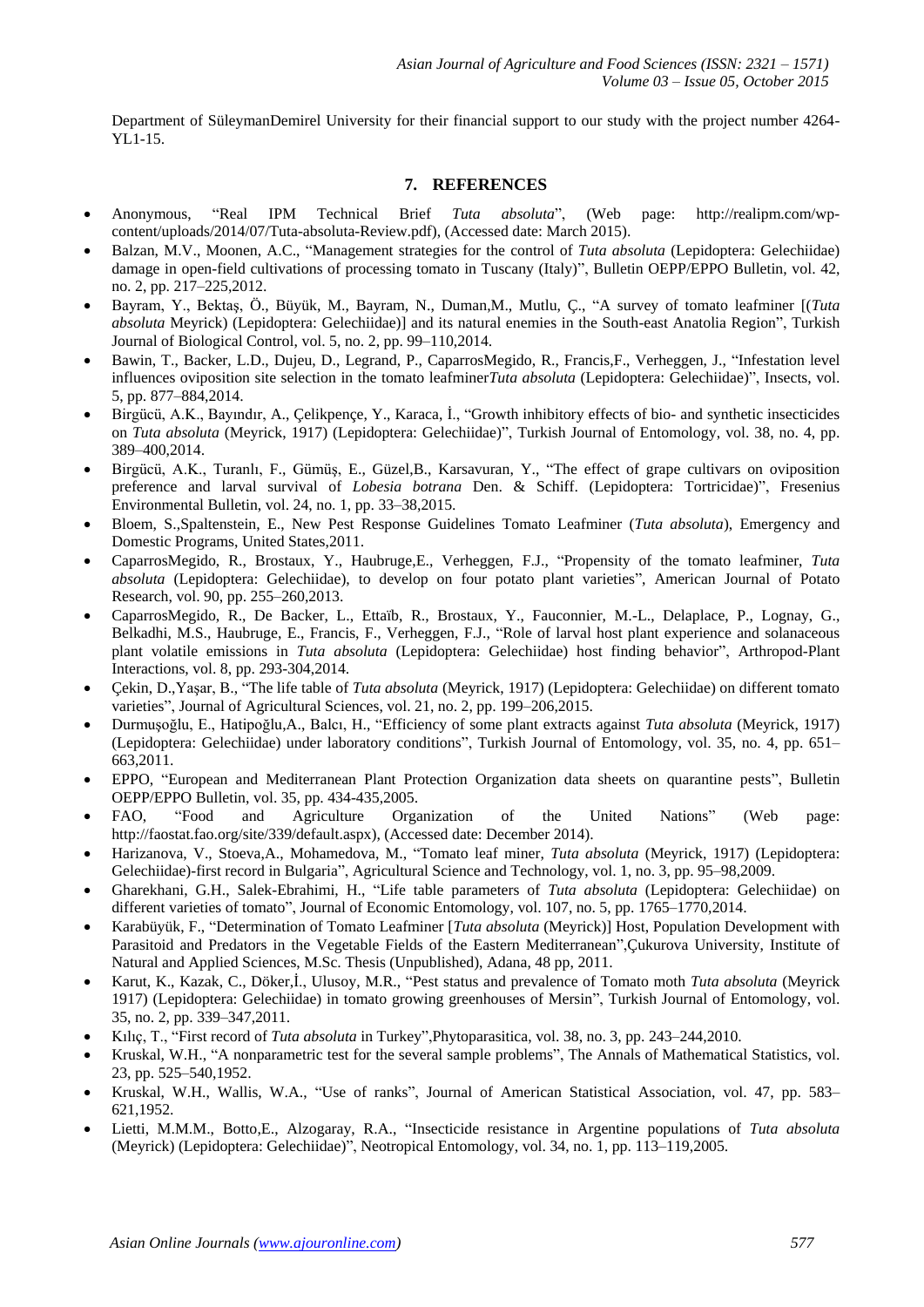Department of SüleymanDemirel University for their financial support to our study with the project number 4264-YL1-15.

## 7. REFERENCES

- Anonymous, "Real IPM Technical Brief *Tuta absoluta*", (Web page: http://realipm.com/wp-content/uploads/2014/07/Tuta-absoluta-Review.pdf), (Accessed date: March 2015).
- Balzan, M.V., Moonen, A.C., "Management strategies for the control of *Tuta absoluta* (Lepidoptera: Gelechiidae) damage in open-field cultivations of processing tomato in Tuscany (Italy)", Bulletin OEPP/EPPO Bulletin, vol. 42, no. 2, pp. 217–225,2012.
- Bayram, Y., Bektaş, Ö., Büyük, M., Bayram, N., Duman,M., Mutlu, Ç., "A survey of tomato leafminer [(*Tuta absoluta* Meyrick) (Lepidoptera: Gelechiidae)] and its natural enemies in the South-east Anatolia Region", Turkish Journal of Biological Control, vol. 5, no. 2, pp. 99–110,2014.
- Bawin, T., Backer, L.D., Dujeu, D., Legrand, P., CaparrosMegido, R., Francis,F., Verheggen, J., "Infestation level influences oviposition site selection in the tomato leafminer*Tuta absoluta* (Lepidoptera: Gelechiidae)", Insects, vol. 5, pp. 877–884,2014.
- Birgücü, A.K., Bayındır, A., Çelikpençe, Y., Karaca, İ., "Growth inhibitory effects of bio- and synthetic insecticides on *Tuta absoluta* (Meyrick, 1917) (Lepidoptera: Gelechiidae)", Turkish Journal of Entomology, vol. 38, no. 4, pp. 389–400,2014.
- Birgücü, A.K., Turanlı, F., Gümüş, E., Güzel,B., Karsavuran, Y., "The effect of grape cultivars on oviposition preference and larval survival of *Lobesia botrana* Den. & Schiff. (Lepidoptera: Tortricidae)", Fresenius Environmental Bulletin, vol. 24, no. 1, pp. 33–38,2015.
- Bloem, S.,Spaltenstein, E., New Pest Response Guidelines Tomato Leafminer (*Tuta absoluta*), Emergency and Domestic Programs, United States,2011.
- CaparrosMegido, R., Brostaux, Y., Haubruge,E., Verheggen, F.J., "Propensity of the tomato leafminer, *Tuta absoluta* (Lepidoptera: Gelechiidae), to develop on four potato plant varieties", American Journal of Potato Research, vol. 90, pp. 255–260,2013.
- CaparrosMegido, R., De Backer, L., Ettaïb, R., Brostaux, Y., Fauconnier, M.-L., Delaplace, P., Lognay, G., Belkadhi, M.S., Haubruge, E., Francis, F., Verheggen, F.J., "Role of larval host plant experience and solanaceous plant volatile emissions in *Tuta absoluta* (Lepidoptera: Gelechiidae) host finding behavior", Arthropod-Plant Interactions, vol. 8, pp. 293-304,2014.
- Çekin, D.,Yaşar, B., "The life table of *Tuta absoluta* (Meyrick, 1917) (Lepidoptera: Gelechiidae) on different tomato varieties", Journal of Agricultural Sciences, vol. 21, no. 2, pp. 199–206,2015.
- Durmuşoğlu, E., Hatipoğlu,A., Balcı, H., "Efficiency of some plant extracts against *Tuta absoluta* (Meyrick, 1917) (Lepidoptera: Gelechiidae) under laboratory conditions", Turkish Journal of Entomology, vol. 35, no. 4, pp. 651–663,2011.
- EPPO, "European and Mediterranean Plant Protection Organization data sheets on quarantine pests", Bulletin OEPP/EPPO Bulletin, vol. 35, pp. 434-435,2005.
- FAO, "Food and Agriculture Organization of the United Nations" (Web page: http://faostat.fao.org/site/339/default.aspx), (Accessed date: December 2014).
- Harizanova, V., Stoeva,A., Mohamedova, M., "Tomato leaf miner, *Tuta absoluta* (Meyrick, 1917) (Lepidoptera: Gelechiidae)-first record in Bulgaria", Agricultural Science and Technology, vol. 1, no. 3, pp. 95–98,2009.
- Gharekhani, G.H., Salek-Ebrahimi, H., "Life table parameters of *Tuta absoluta* (Lepidoptera: Gelechiidae) on different varieties of tomato", Journal of Economic Entomology, vol. 107, no. 5, pp. 1765–1770,2014.
- Karabüyük, F., "Determination of Tomato Leafminer [*Tuta absoluta* (Meyrick)] Host, Population Development with Parasitoid and Predators in the Vegetable Fields of the Eastern Mediterranean",Çukurova University, Institute of Natural and Applied Sciences, M.Sc. Thesis (Unpublished), Adana, 48 pp, 2011.
- Karut, K., Kazak, C., Döker,İ., Ulusoy, M.R., "Pest status and prevalence of Tomato moth *Tuta absoluta* (Meyrick 1917) (Lepidoptera: Gelechiidae) in tomato growing greenhouses of Mersin", Turkish Journal of Entomology, vol. 35, no. 2, pp. 339–347,2011.
- Kılıç, T., "First record of *Tuta absoluta* in Turkey",Phytoparasitica, vol. 38, no. 3, pp. 243–244,2010.
- Kruskal, W.H., "A nonparametric test for the several sample problems", The Annals of Mathematical Statistics, vol. 23, pp. 525–540,1952.
- Kruskal, W.H., Wallis, W.A., "Use of ranks", Journal of American Statistical Association, vol. 47, pp. 583–621,1952.
- Lietti, M.M.M., Botto,E., Alzogaray, R.A., "Insecticide resistance in Argentine populations of *Tuta absoluta* (Meyrick) (Lepidoptera: Gelechiidae)", Neotropical Entomology, vol. 34, no. 1, pp. 113–119,2005.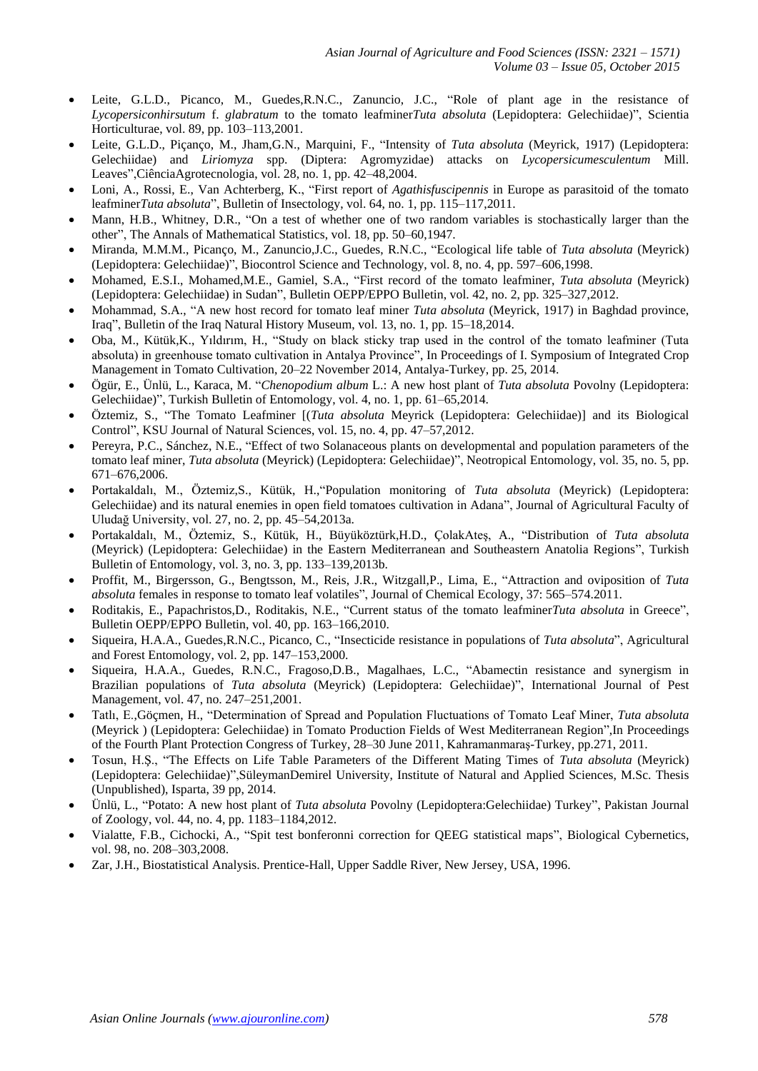- Leite, G.L.D., Picanco, M., Guedes,R.N.C., Zanuncio, J.C., "Role of plant age in the resistance of *Lycopersiconhirsutum* f. *glabratum* to the tomato leafminer*Tuta absoluta* (Lepidoptera: Gelechiidae)", Scientia Horticulturae, vol. 89, pp. 103–113,2001.
- Leite, G.L.D., Piçanço, M., Jham,G.N., Marquini, F., "Intensity of *Tuta absoluta* (Meyrick, 1917) (Lepidoptera: Gelechiidae) and *Liriomyza* spp. (Diptera: Agromyzidae) attacks on *Lycopersicumesculentum* Mill. Leaves",CiênciaAgrotecnologia, vol. 28, no. 1, pp. 42–48,2004.
- Loni, A., Rossi, E., Van Achterberg, K., "First report of *Agathisfuscipennis* in Europe as parasitoid of the tomato leafminer*Tuta absoluta*", Bulletin of Insectology, vol. 64, no. 1, pp. 115–117,2011.
- Mann, H.B., Whitney, D.R., "On a test of whether one of two random variables is stochastically larger than the other", The Annals of Mathematical Statistics, vol. 18, pp. 50–60,1947.
- Miranda, M.M.M., Picanço, M., Zanuncio,J.C., Guedes, R.N.C., "Ecological life table of *Tuta absoluta* (Meyrick) (Lepidoptera: Gelechiidae)", Biocontrol Science and Technology, vol. 8, no. 4, pp. 597–606,1998.
- Mohamed, E.S.I., Mohamed,M.E., Gamiel, S.A., "First record of the tomato leafminer, *Tuta absoluta* (Meyrick) (Lepidoptera: Gelechiidae) in Sudan", Bulletin OEPP/EPPO Bulletin, vol. 42, no. 2, pp. 325–327,2012.
- Mohammad, S.A., "A new host record for tomato leaf miner *Tuta absoluta* (Meyrick, 1917) in Baghdad province, Iraq", Bulletin of the Iraq Natural History Museum, vol. 13, no. 1, pp. 15–18,2014.
- Oba, M., Kütük,K., Yıldırım, H., "Study on black sticky trap used in the control of the tomato leafminer (Tuta absoluta) in greenhouse tomato cultivation in Antalya Province", In Proceedings of I. Symposium of Integrated Crop Management in Tomato Cultivation, 20–22 November 2014, Antalya-Turkey, pp. 25, 2014.
- Ögür, E., Ünlü, L., Karaca, M. "*Chenopodium album* L.: A new host plant of *Tuta absoluta* Povolny (Lepidoptera: Gelechiidae)", Turkish Bulletin of Entomology, vol. 4, no. 1, pp. 61–65,2014.
- Öztemiz, S., "The Tomato Leafminer [(*Tuta absoluta* Meyrick (Lepidoptera: Gelechiidae)] and its Biological Control", KSU Journal of Natural Sciences, vol. 15, no. 4, pp. 47–57,2012.
- Pereyra, P.C., Sánchez, N.E., "Effect of two Solanaceous plants on developmental and population parameters of the tomato leaf miner, *Tuta absoluta* (Meyrick) (Lepidoptera: Gelechiidae)", Neotropical Entomology, vol. 35, no. 5, pp. 671–676,2006.
- Portakaldalı, M., Öztemiz,S., Kütük, H.,"Population monitoring of *Tuta absoluta* (Meyrick) (Lepidoptera: Gelechiidae) and its natural enemies in open field tomatoes cultivation in Adana", Journal of Agricultural Faculty of Uludağ University, vol. 27, no. 2, pp. 45–54,2013a.
- Portakaldalı, M., Öztemiz, S., Kütük, H., Büyüköztürk,H.D., ÇolakAteş, A., "Distribution of *Tuta absoluta* (Meyrick) (Lepidoptera: Gelechiidae) in the Eastern Mediterranean and Southeastern Anatolia Regions", Turkish Bulletin of Entomology, vol. 3, no. 3, pp. 133–139,2013b.
- Proffit, M., Birgersson, G., Bengtsson, M., Reis, J.R., Witzgall,P., Lima, E., "Attraction and oviposition of *Tuta absoluta* females in response to tomato leaf volatiles", Journal of Chemical Ecology, 37: 565–574.2011.
- Roditakis, E., Papachristos,D., Roditakis, N.E., "Current status of the tomato leafminer*Tuta absoluta* in Greece", Bulletin OEPP/EPPO Bulletin, vol. 40, pp. 163–166,2010.
- Siqueira, H.A.A., Guedes,R.N.C., Picanco, C., "Insecticide resistance in populations of *Tuta absoluta*", Agricultural and Forest Entomology, vol. 2, pp. 147–153,2000.
- Siqueira, H.A.A., Guedes, R.N.C., Fragoso,D.B., Magalhaes, L.C., "Abamectin resistance and synergism in Brazilian populations of *Tuta absoluta* (Meyrick) (Lepidoptera: Gelechiidae)", International Journal of Pest Management, vol. 47, no. 247–251,2001.
- Tatlı, E.,Göçmen, H., "Determination of Spread and Population Fluctuations of Tomato Leaf Miner, *Tuta absoluta* (Meyrick ) (Lepidoptera: Gelechiidae) in Tomato Production Fields of West Mediterranean Region",In Proceedings of the Fourth Plant Protection Congress of Turkey, 28–30 June 2011, Kahramanmaraş-Turkey, pp.271, 2011.
- Tosun, H.Ş., "The Effects on Life Table Parameters of the Different Mating Times of *Tuta absoluta* (Meyrick) (Lepidoptera: Gelechiidae)",SüleymanDemirel University, Institute of Natural and Applied Sciences, M.Sc. Thesis (Unpublished), Isparta, 39 pp, 2014.
- Ünlü, L., "Potato: A new host plant of *Tuta absoluta* Povolny (Lepidoptera:Gelechiidae) Turkey", Pakistan Journal of Zoology, vol. 44, no. 4, pp. 1183–1184,2012.
- Vialatte, F.B., Cichocki, A., "Spit test bonferonni correction for QEEG statistical maps", Biological Cybernetics, vol. 98, no. 208–303,2008.
- Zar, J.H., Biostatistical Analysis. Prentice-Hall, Upper Saddle River, New Jersey, USA, 1996.